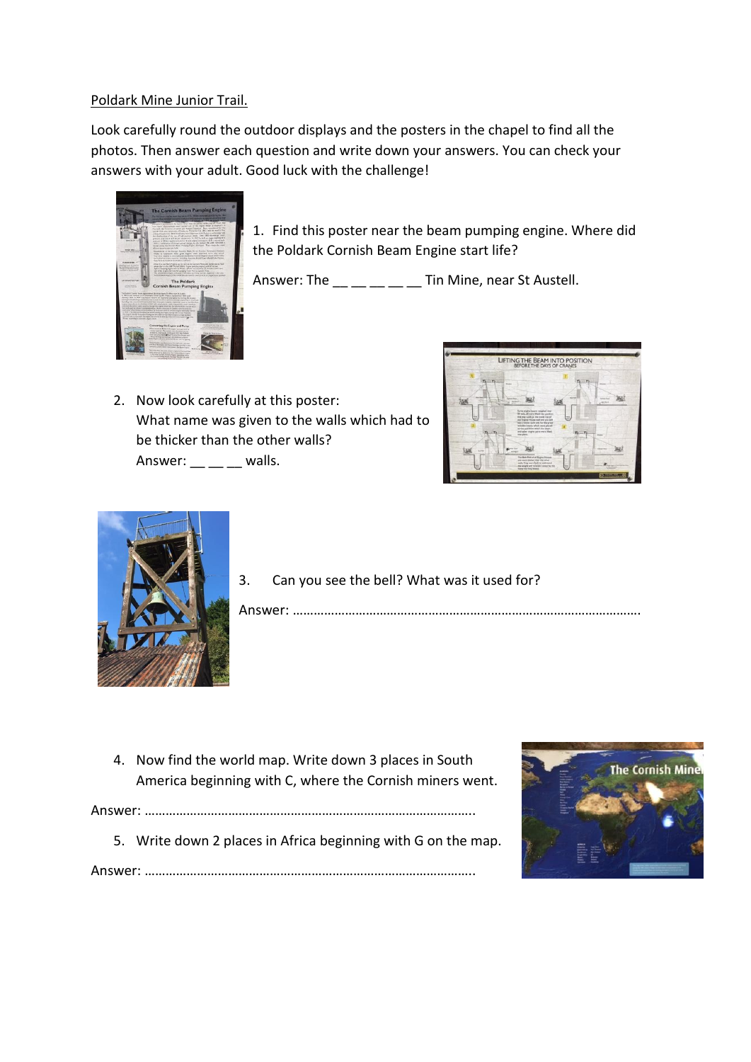Poldark Mine Junior Trail.

Look carefully round the outdoor displays and the posters in the chapel to find all the photos. Then answer each question and write down your answers. You can check your answers with your adult. Good luck with the challenge!

1. Find this poster near the beam pumping engine. Where did the Poldark Cornish Beam Engine start life?

Answer: The __ __ __ __ __ Tin Mine, near St Austell.

2. Now look carefully at this poster:
   What name was given to the walls which had to be thicker than the other walls?
   Answer: __ __ __ walls.

3. Can you see the bell? What was it used for?

Answer: …………………………………………………………………………………….

4. Now find the world map. Write down 3 places in South America beginning with C, where the Cornish miners went.

Answer: ………………………………………………………………………………..

5. Write down 2 places in Africa beginning with G on the map.

Answer: ………………………………………………………………………………..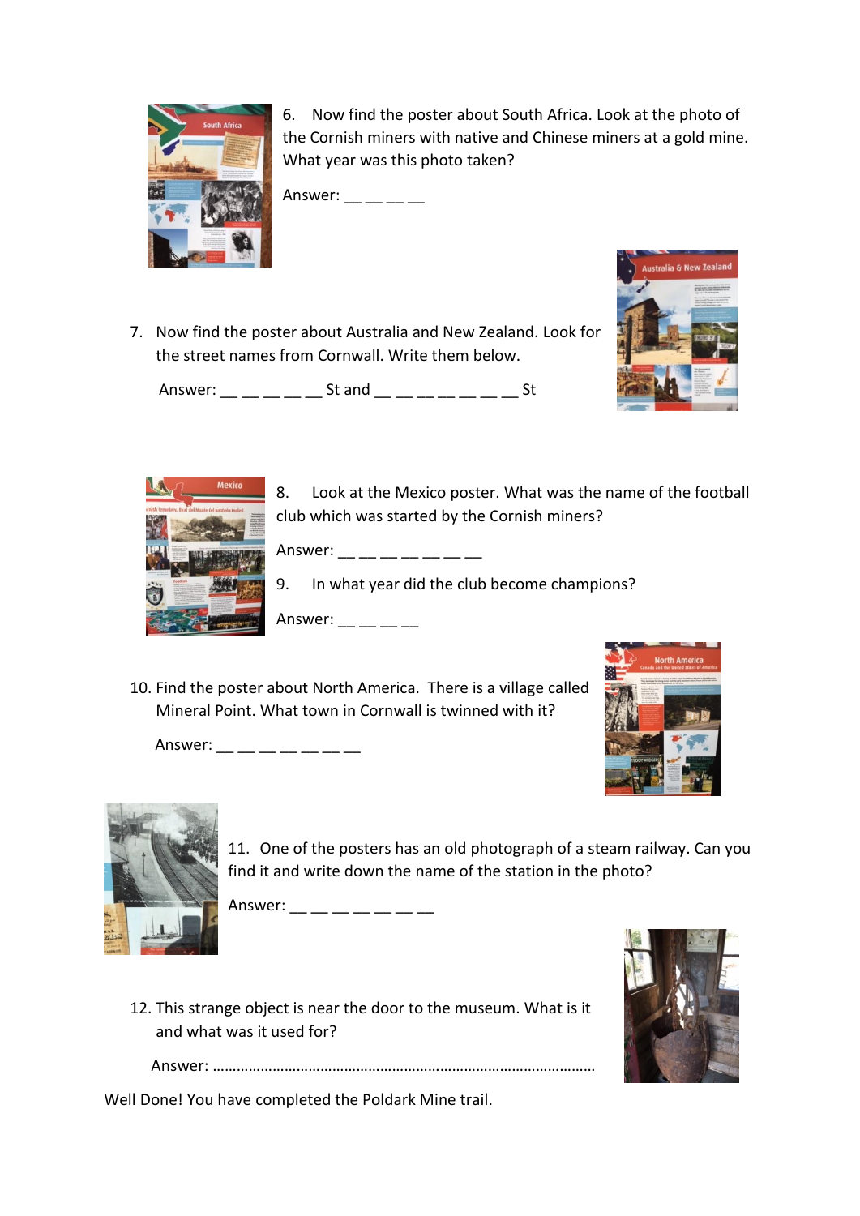6. Now find the poster about South Africa. Look at the photo of the Cornish miners with native and Chinese miners at a gold mine. What year was this photo taken?

   Answer: __ __ __ __

7. Now find the poster about Australia and New Zealand. Look for the street names from Cornwall. Write them below.

   Answer: __ __ __ __ __ St and __ __ __ __ __ __ __ __ St

8. Look at the Mexico poster. What was the name of the football club which was started by the Cornish miners?

   Answer: __ __ __ __ __ __ __ __

9. In what year did the club become champions?

   Answer: __ __ __ __

10. Find the poster about North America. There is a village called Mineral Point. What town in Cornwall is twinned with it?

    Answer: __ __ __ __ __ __ __ __

11. One of the posters has an old photograph of a steam railway. Can you find it and write down the name of the station in the photo?

    Answer: __ __ __ __ __ __ __ __

12. This strange object is near the door to the museum. What is it and what was it used for?

    Answer: ………………………………………………………………………………

Well Done! You have completed the Poldark Mine trail.